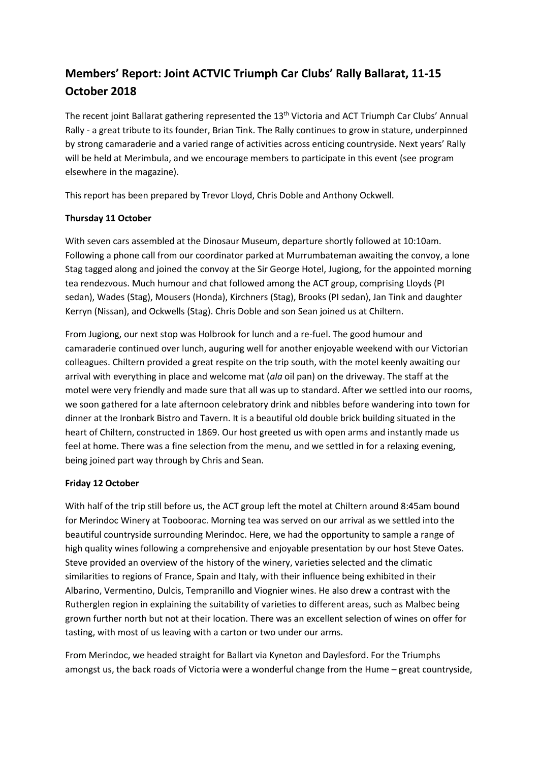# Members' Report: Joint ACTVIC Triumph Car Clubs' Rally Ballarat, 11-15 October 2018

The recent joint Ballarat gathering represented the 13th Victoria and ACT Triumph Car Clubs' Annual Rally - a great tribute to its founder, Brian Tink. The Rally continues to grow in stature, underpinned by strong camaraderie and a varied range of activities across enticing countryside. Next years' Rally will be held at Merimbula, and we encourage members to participate in this event (see program elsewhere in the magazine).

This report has been prepared by Trevor Lloyd, Chris Doble and Anthony Ockwell.

**Thursday 11 October**

With seven cars assembled at the Dinosaur Museum, departure shortly followed at 10:10am. Following a phone call from our coordinator parked at Murrumbateman awaiting the convoy, a lone Stag tagged along and joined the convoy at the Sir George Hotel, Jugiong, for the appointed morning tea rendezvous. Much humour and chat followed among the ACT group, comprising Lloyds (PI sedan), Wades (Stag), Mousers (Honda), Kirchners (Stag), Brooks (PI sedan), Jan Tink and daughter Kerryn (Nissan), and Ockwells (Stag). Chris Doble and son Sean joined us at Chiltern.

From Jugiong, our next stop was Holbrook for lunch and a re-fuel. The good humour and camaraderie continued over lunch, auguring well for another enjoyable weekend with our Victorian colleagues. Chiltern provided a great respite on the trip south, with the motel keenly awaiting our arrival with everything in place and welcome mat (*ala* oil pan) on the driveway. The staff at the motel were very friendly and made sure that all was up to standard. After we settled into our rooms, we soon gathered for a late afternoon celebratory drink and nibbles before wandering into town for dinner at the Ironbark Bistro and Tavern. It is a beautiful old double brick building situated in the heart of Chiltern, constructed in 1869. Our host greeted us with open arms and instantly made us feel at home. There was a fine selection from the menu, and we settled in for a relaxing evening, being joined part way through by Chris and Sean.

**Friday 12 October**

With half of the trip still before us, the ACT group left the motel at Chiltern around 8:45am bound for Merindoc Winery at Tooboorac. Morning tea was served on our arrival as we settled into the beautiful countryside surrounding Merindoc. Here, we had the opportunity to sample a range of high quality wines following a comprehensive and enjoyable presentation by our host Steve Oates. Steve provided an overview of the history of the winery, varieties selected and the climatic similarities to regions of France, Spain and Italy, with their influence being exhibited in their Albarino, Vermentino, Dulcis, Tempranillo and Viognier wines. He also drew a contrast with the Rutherglen region in explaining the suitability of varieties to different areas, such as Malbec being grown further north but not at their location. There was an excellent selection of wines on offer for tasting, with most of us leaving with a carton or two under our arms.

From Merindoc, we headed straight for Ballart via Kyneton and Daylesford. For the Triumphs amongst us, the back roads of Victoria were a wonderful change from the Hume – great countryside,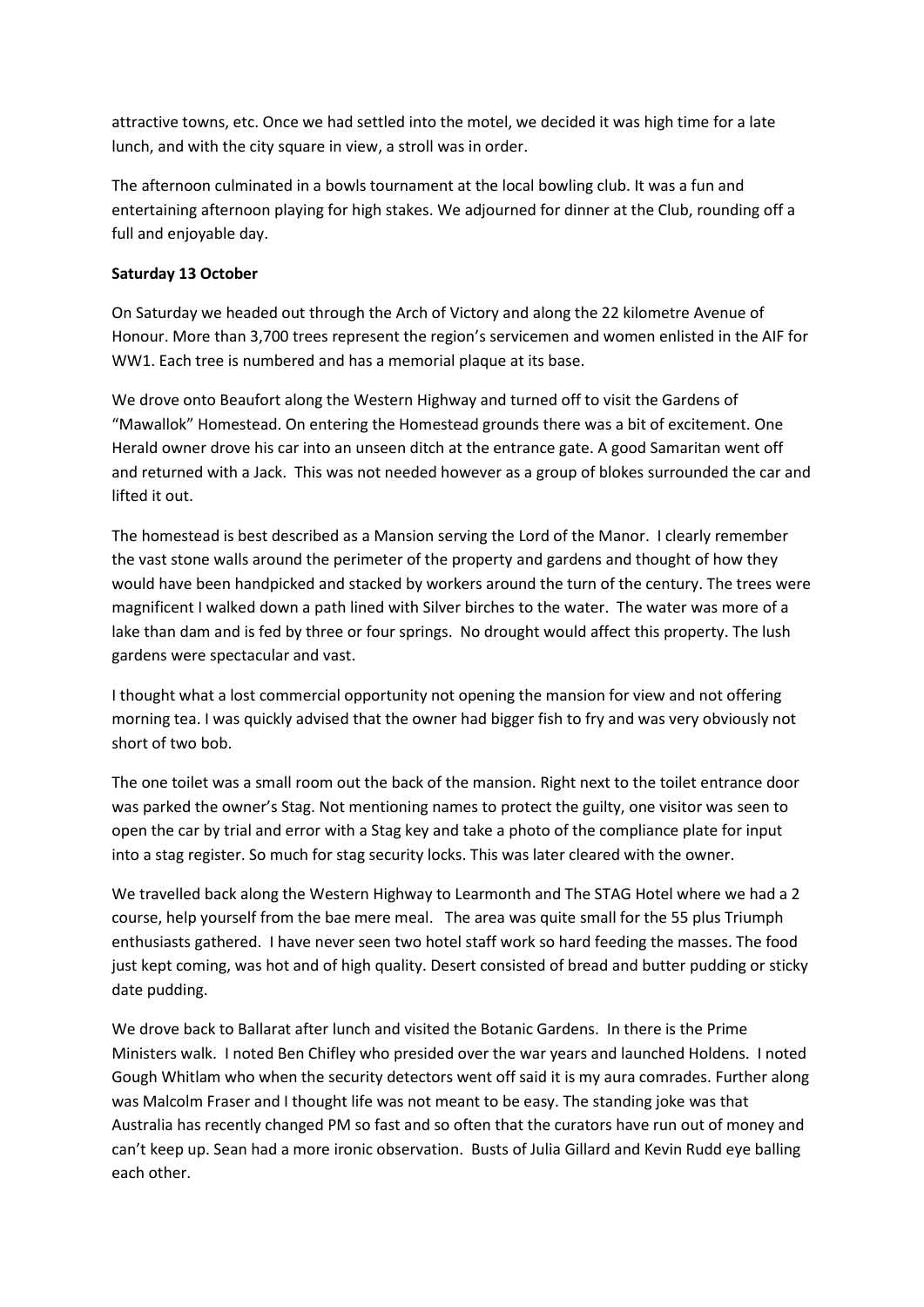attractive towns, etc. Once we had settled into the motel, we decided it was high time for a late lunch, and with the city square in view, a stroll was in order.

The afternoon culminated in a bowls tournament at the local bowling club. It was a fun and entertaining afternoon playing for high stakes. We adjourned for dinner at the Club, rounding off a full and enjoyable day.

**Saturday 13 October**

On Saturday we headed out through the Arch of Victory and along the 22 kilometre Avenue of Honour. More than 3,700 trees represent the region's servicemen and women enlisted in the AIF for WW1. Each tree is numbered and has a memorial plaque at its base.

We drove onto Beaufort along the Western Highway and turned off to visit the Gardens of "Mawallok" Homestead. On entering the Homestead grounds there was a bit of excitement. One Herald owner drove his car into an unseen ditch at the entrance gate. A good Samaritan went off and returned with a Jack. This was not needed however as a group of blokes surrounded the car and lifted it out.

The homestead is best described as a Mansion serving the Lord of the Manor. I clearly remember the vast stone walls around the perimeter of the property and gardens and thought of how they would have been handpicked and stacked by workers around the turn of the century. The trees were magnificent I walked down a path lined with Silver birches to the water. The water was more of a lake than dam and is fed by three or four springs. No drought would affect this property. The lush gardens were spectacular and vast.

I thought what a lost commercial opportunity not opening the mansion for view and not offering morning tea. I was quickly advised that the owner had bigger fish to fry and was very obviously not short of two bob.

The one toilet was a small room out the back of the mansion. Right next to the toilet entrance door was parked the owner's Stag. Not mentioning names to protect the guilty, one visitor was seen to open the car by trial and error with a Stag key and take a photo of the compliance plate for input into a stag register. So much for stag security locks. This was later cleared with the owner.

We travelled back along the Western Highway to Learmonth and The STAG Hotel where we had a 2 course, help yourself from the bae mere meal. The area was quite small for the 55 plus Triumph enthusiasts gathered. I have never seen two hotel staff work so hard feeding the masses. The food just kept coming, was hot and of high quality. Desert consisted of bread and butter pudding or sticky date pudding.

We drove back to Ballarat after lunch and visited the Botanic Gardens. In there is the Prime Ministers walk. I noted Ben Chifley who presided over the war years and launched Holdens. I noted Gough Whitlam who when the security detectors went off said it is my aura comrades. Further along was Malcolm Fraser and I thought life was not meant to be easy. The standing joke was that Australia has recently changed PM so fast and so often that the curators have run out of money and can't keep up. Sean had a more ironic observation. Busts of Julia Gillard and Kevin Rudd eye balling each other.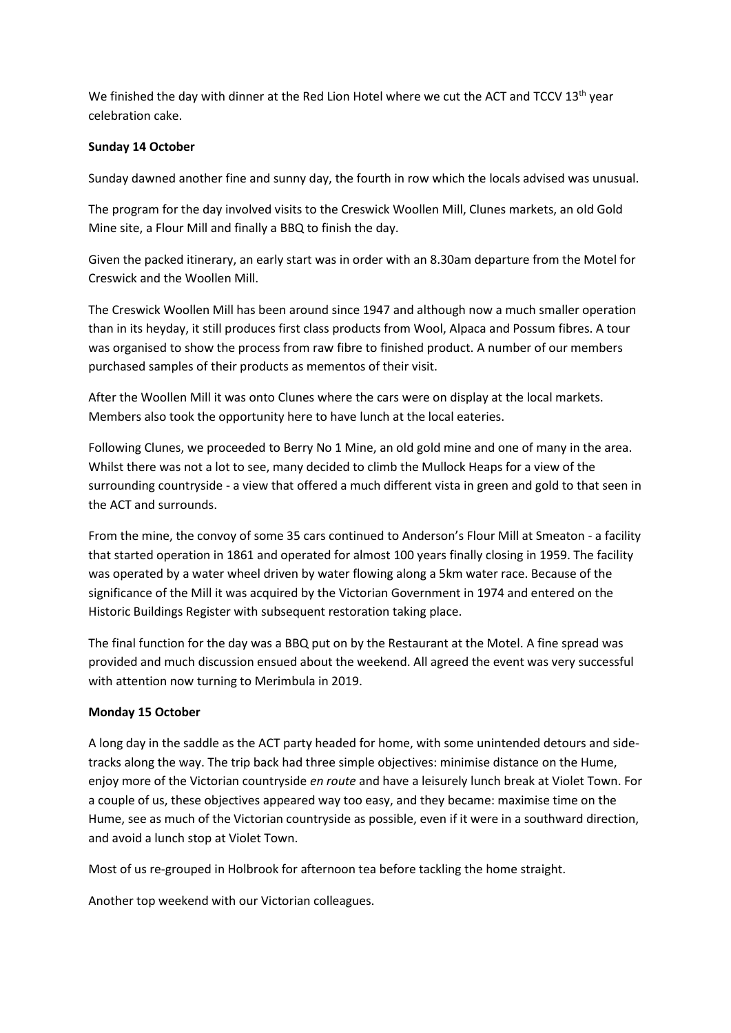We finished the day with dinner at the Red Lion Hotel where we cut the ACT and TCCV 13th year celebration cake.

**Sunday 14 October**

Sunday dawned another fine and sunny day, the fourth in row which the locals advised was unusual.

The program for the day involved visits to the Creswick Woollen Mill, Clunes markets, an old Gold Mine site, a Flour Mill and finally a BBQ to finish the day.

Given the packed itinerary, an early start was in order with an 8.30am departure from the Motel for Creswick and the Woollen Mill.

The Creswick Woollen Mill has been around since 1947 and although now a much smaller operation than in its heyday, it still produces first class products from Wool, Alpaca and Possum fibres. A tour was organised to show the process from raw fibre to finished product. A number of our members purchased samples of their products as mementos of their visit.

After the Woollen Mill it was onto Clunes where the cars were on display at the local markets. Members also took the opportunity here to have lunch at the local eateries.

Following Clunes, we proceeded to Berry No 1 Mine, an old gold mine and one of many in the area. Whilst there was not a lot to see, many decided to climb the Mullock Heaps for a view of the surrounding countryside - a view that offered a much different vista in green and gold to that seen in the ACT and surrounds.

From the mine, the convoy of some 35 cars continued to Anderson's Flour Mill at Smeaton - a facility that started operation in 1861 and operated for almost 100 years finally closing in 1959. The facility was operated by a water wheel driven by water flowing along a 5km water race. Because of the significance of the Mill it was acquired by the Victorian Government in 1974 and entered on the Historic Buildings Register with subsequent restoration taking place.

The final function for the day was a BBQ put on by the Restaurant at the Motel. A fine spread was provided and much discussion ensued about the weekend. All agreed the event was very successful with attention now turning to Merimbula in 2019.

**Monday 15 October**

A long day in the saddle as the ACT party headed for home, with some unintended detours and side-tracks along the way. The trip back had three simple objectives: minimise distance on the Hume, enjoy more of the Victorian countryside *en route* and have a leisurely lunch break at Violet Town. For a couple of us, these objectives appeared way too easy, and they became: maximise time on the Hume, see as much of the Victorian countryside as possible, even if it were in a southward direction, and avoid a lunch stop at Violet Town.

Most of us re-grouped in Holbrook for afternoon tea before tackling the home straight.

Another top weekend with our Victorian colleagues.